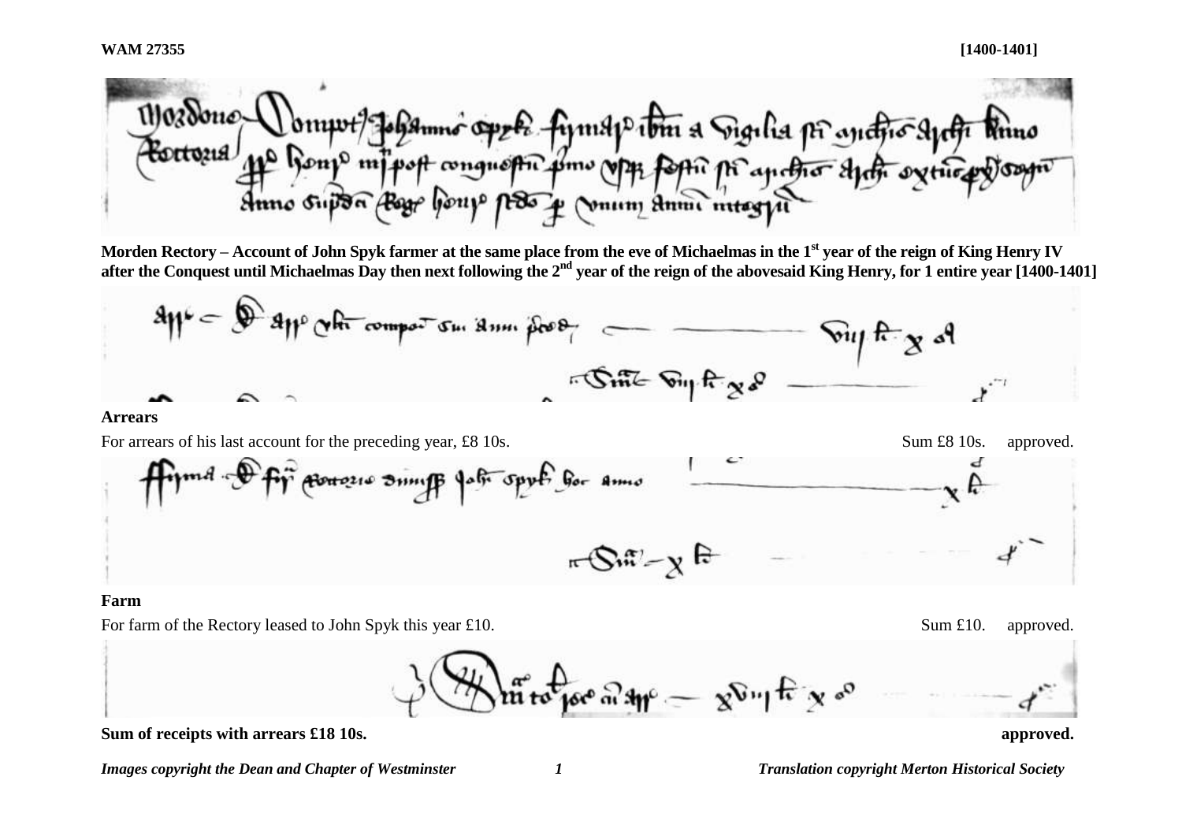**WAM 27355** **[1400-1401]**

**Morden Rectory – Account of John Spyk farmer at the same place from the eve of Michaelmas in the 1st year of the reign of King Henry IV after the Conquest until Michaelmas Day then next following the 2nd year of the reign of the abovesaid King Henry, for 1 entire year [1400-1401]**

**Arrears**

For arrears of his last account for the preceding year, £8 10s. Sum £8 10s. approved.

**Farm**

For farm of the Rectory leased to John Spyk this year £10. Sum £10. approved.

**Sum of receipts with arrears £18 10s.** **approved.**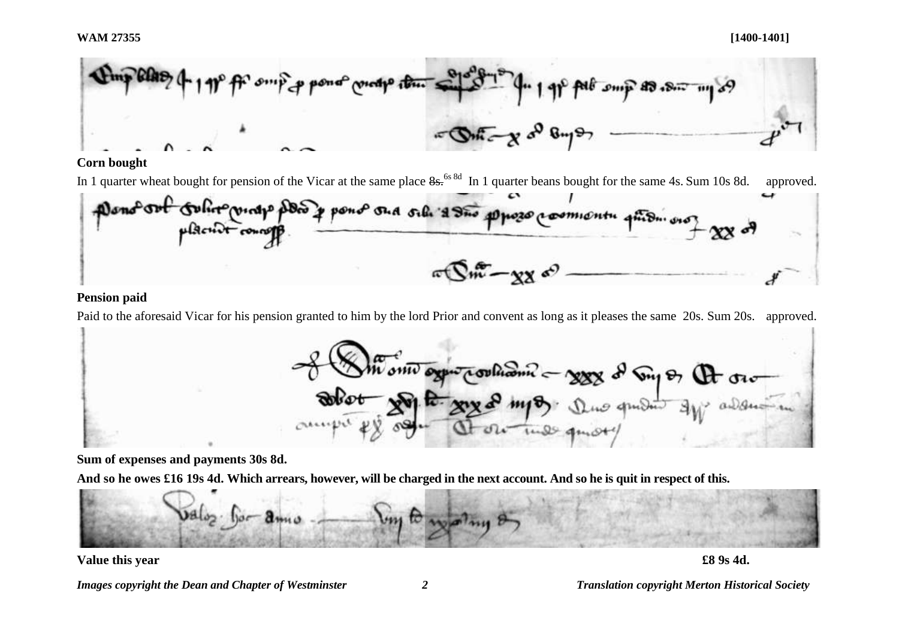**Corn bought**

In 1 quarter wheat bought for pension of the Vicar at the same place ~~8s.~~ 6s 8d In 1 quarter beans bought for the same 4s. Sum 10s 8d. approved.

**Pension paid**

Paid to the aforesaid Vicar for his pension granted to him by the lord Prior and convent as long as it pleases the same 20s. Sum 20s. approved.

**Sum of expenses and payments 30s 8d.**

**And so he owes £16 19s 4d. Which arrears, however, will be charged in the next account. And so he is quit in respect of this.**

**Value this year** £8 9s 4d.

*Images copyright the Dean and Chapter of Westminster* *Translation copyright Merton Historical Society*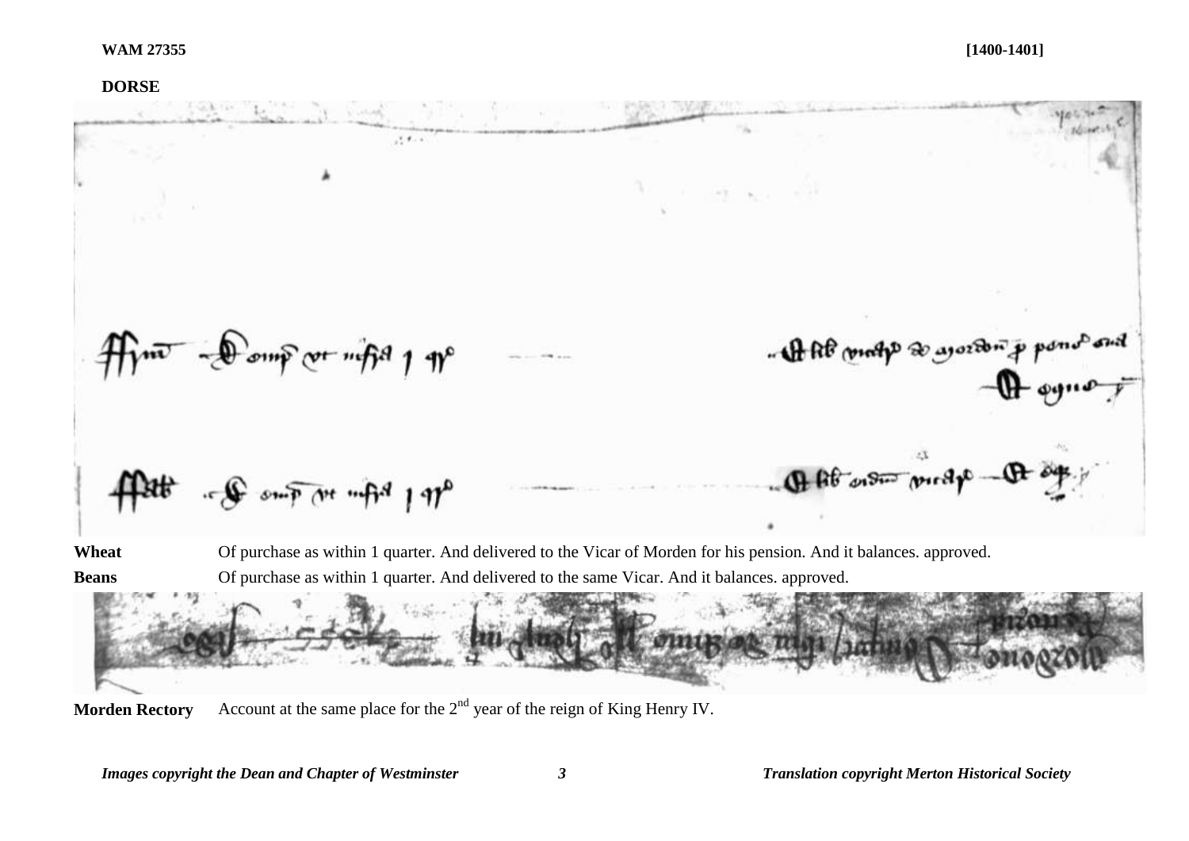**DORSE**

**Wheat** Of purchase as within 1 quarter. And delivered to the Vicar of Morden for his pension. And it balances. approved.

**Beans** Of purchase as within 1 quarter. And delivered to the same Vicar. And it balances. approved.

**Morden Rectory** Account at the same place for the 2nd year of the reign of King Henry IV.